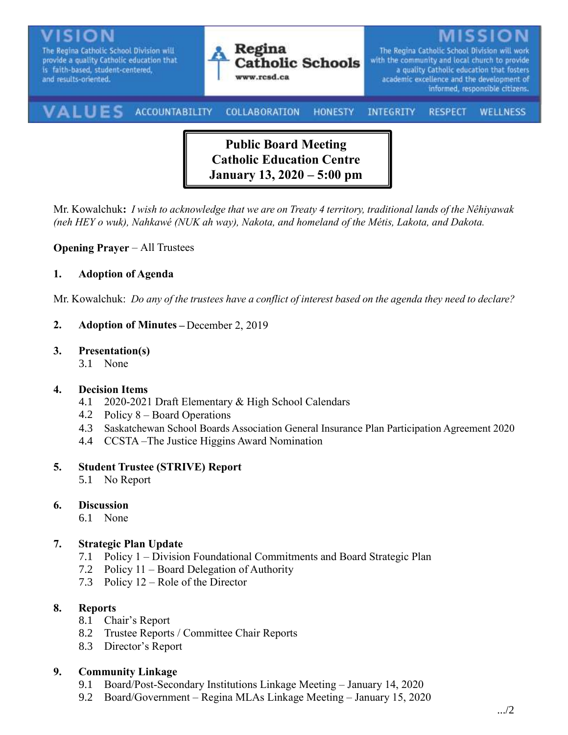**VISION**

The Regina Catholic School Division will provide a quality Catholic education that is faith-based, student-centered, and results-oriented.

**Regina Catholic Schools**
www.rcsd.ca

**MISSION**

The Regina Catholic School Division will work with the community and local church to provide a quality Catholic education that fosters academic excellence and the development of informed, responsible citizens.

**VALUES** ACCOUNTABILITY COLLABORATION HONESTY INTEGRITY RESPECT WELLNESS

# Public Board Meeting
# Catholic Education Centre
# January 13, 2020 – 5:00 pm

Mr. Kowalchuk**:** *I wish to acknowledge that we are on Treaty 4 territory, traditional lands of the Nêhiyawak (neh HEY o wuk), Nahkawé (NUK ah way), Nakota, and homeland of the Métis, Lakota, and Dakota.*

**Opening Prayer** – All Trustees

**1. Adoption of Agenda**

Mr. Kowalchuk: *Do any of the trustees have a conflict of interest based on the agenda they need to declare?*

**2. Adoption of Minutes –** December 2, 2019

**3. Presentation(s)**
- 3.1 None

**4. Decision Items**
- 4.1 2020-2021 Draft Elementary & High School Calendars
- 4.2 Policy 8 – Board Operations
- 4.3 Saskatchewan School Boards Association General Insurance Plan Participation Agreement 2020
- 4.4 CCSTA –The Justice Higgins Award Nomination

**5. Student Trustee (STRIVE) Report**
- 5.1 No Report

**6. Discussion**
- 6.1 None

**7. Strategic Plan Update**
- 7.1 Policy 1 – Division Foundational Commitments and Board Strategic Plan
- 7.2 Policy 11 – Board Delegation of Authority
- 7.3 Policy 12 – Role of the Director

**8. Reports**
- 8.1 Chair's Report
- 8.2 Trustee Reports / Committee Chair Reports
- 8.3 Director's Report

**9. Community Linkage**
- 9.1 Board/Post-Secondary Institutions Linkage Meeting – January 14, 2020
- 9.2 Board/Government – Regina MLAs Linkage Meeting – January 15, 2020

.../2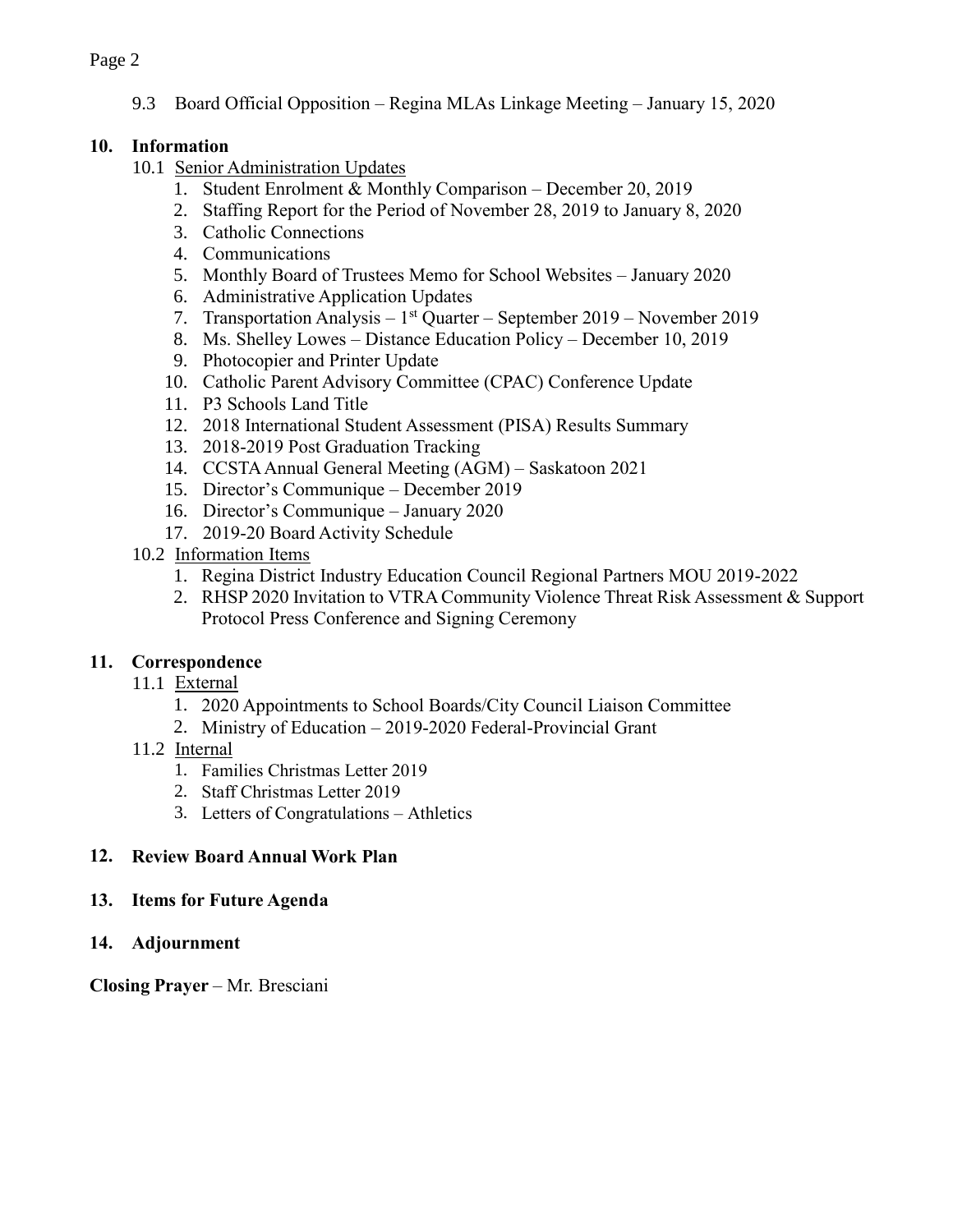9.3 Board Official Opposition – Regina MLAs Linkage Meeting – January 15, 2020

## 10. Information

10.1 Senior Administration Updates

1. Student Enrolment & Monthly Comparison – December 20, 2019
2. Staffing Report for the Period of November 28, 2019 to January 8, 2020
3. Catholic Connections
4. Communications
5. Monthly Board of Trustees Memo for School Websites – January 2020
6. Administrative Application Updates
7. Transportation Analysis – 1st Quarter – September 2019 – November 2019
8. Ms. Shelley Lowes – Distance Education Policy – December 10, 2019
9. Photocopier and Printer Update
10. Catholic Parent Advisory Committee (CPAC) Conference Update
11. P3 Schools Land Title
12. 2018 International Student Assessment (PISA) Results Summary
13. 2018-2019 Post Graduation Tracking
14. CCSTA Annual General Meeting (AGM) – Saskatoon 2021
15. Director's Communique – December 2019
16. Director's Communique – January 2020
17. 2019-20 Board Activity Schedule

10.2 Information Items

1. Regina District Industry Education Council Regional Partners MOU 2019-2022
2. RHSP 2020 Invitation to VTRA Community Violence Threat Risk Assessment & Support Protocol Press Conference and Signing Ceremony

## 11. Correspondence

11.1 External

1. 2020 Appointments to School Boards/City Council Liaison Committee
2. Ministry of Education – 2019-2020 Federal-Provincial Grant

11.2 Internal

1. Families Christmas Letter 2019
2. Staff Christmas Letter 2019
3. Letters of Congratulations – Athletics

## 12. Review Board Annual Work Plan

## 13. Items for Future Agenda

## 14. Adjournment

**Closing Prayer** – Mr. Bresciani